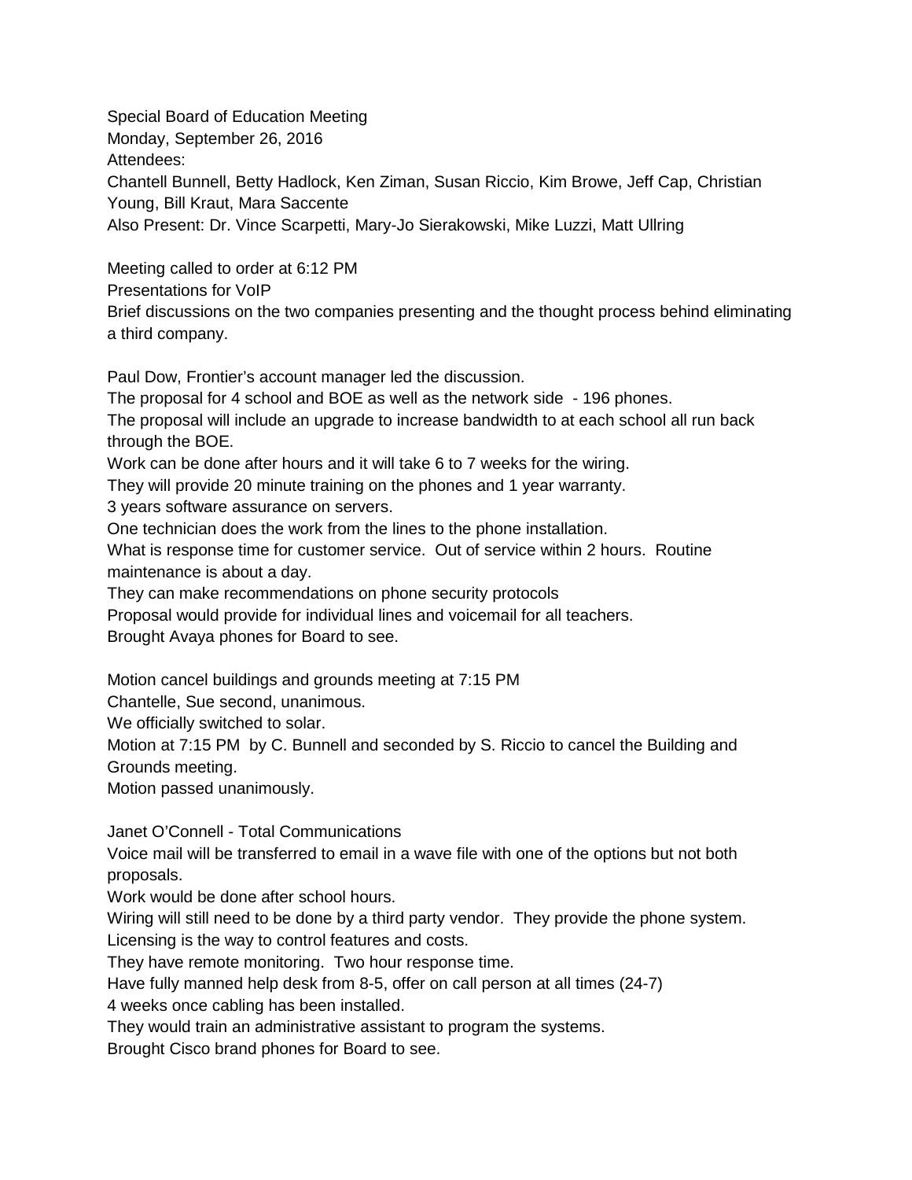Special Board of Education Meeting
Monday, September 26, 2016
Attendees:
Chantell Bunnell, Betty Hadlock, Ken Ziman, Susan Riccio, Kim Browe, Jeff Cap, Christian Young, Bill Kraut, Mara Saccente
Also Present: Dr. Vince Scarpetti, Mary-Jo Sierakowski, Mike Luzzi, Matt Ullring

Meeting called to order at 6:12 PM
Presentations for VoIP
Brief discussions on the two companies presenting and the thought process behind eliminating a third company.

Paul Dow, Frontier's account manager led the discussion.
The proposal for 4 school and BOE as well as the network side - 196 phones.
The proposal will include an upgrade to increase bandwidth to at each school all run back through the BOE.
Work can be done after hours and it will take 6 to 7 weeks for the wiring.
They will provide 20 minute training on the phones and 1 year warranty.
3 years software assurance on servers.
One technician does the work from the lines to the phone installation.
What is response time for customer service. Out of service within 2 hours. Routine maintenance is about a day.
They can make recommendations on phone security protocols
Proposal would provide for individual lines and voicemail for all teachers.
Brought Avaya phones for Board to see.

Motion cancel buildings and grounds meeting at 7:15 PM
Chantelle, Sue second, unanimous.
We officially switched to solar.
Motion at 7:15 PM by C. Bunnell and seconded by S. Riccio to cancel the Building and Grounds meeting.
Motion passed unanimously.

Janet O'Connell - Total Communications
Voice mail will be transferred to email in a wave file with one of the options but not both proposals.
Work would be done after school hours.
Wiring will still need to be done by a third party vendor. They provide the phone system.
Licensing is the way to control features and costs.
They have remote monitoring. Two hour response time.
Have fully manned help desk from 8-5, offer on call person at all times (24-7)
4 weeks once cabling has been installed.
They would train an administrative assistant to program the systems.
Brought Cisco brand phones for Board to see.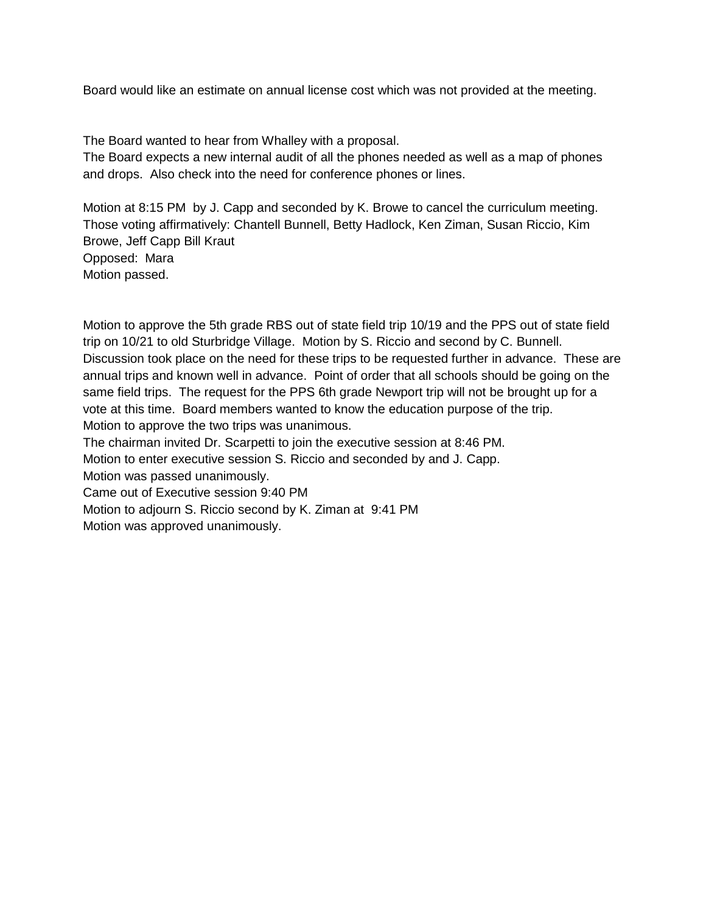Board would like an estimate on annual license cost which was not provided at the meeting.

The Board wanted to hear from Whalley with a proposal.
The Board expects a new internal audit of all the phones needed as well as a map of phones and drops. Also check into the need for conference phones or lines.

Motion at 8:15 PM by J. Capp and seconded by K. Browe to cancel the curriculum meeting.
Those voting affirmatively: Chantell Bunnell, Betty Hadlock, Ken Ziman, Susan Riccio, Kim Browe, Jeff Capp Bill Kraut
Opposed: Mara
Motion passed.

Motion to approve the 5th grade RBS out of state field trip 10/19 and the PPS out of state field trip on 10/21 to old Sturbridge Village. Motion by S. Riccio and second by C. Bunnell. Discussion took place on the need for these trips to be requested further in advance. These are annual trips and known well in advance. Point of order that all schools should be going on the same field trips. The request for the PPS 6th grade Newport trip will not be brought up for a vote at this time. Board members wanted to know the education purpose of the trip.
Motion to approve the two trips was unanimous.
The chairman invited Dr. Scarpetti to join the executive session at 8:46 PM.
Motion to enter executive session S. Riccio and seconded by and J. Capp.
Motion was passed unanimously.
Came out of Executive session 9:40 PM
Motion to adjourn S. Riccio second by K. Ziman at 9:41 PM
Motion was approved unanimously.